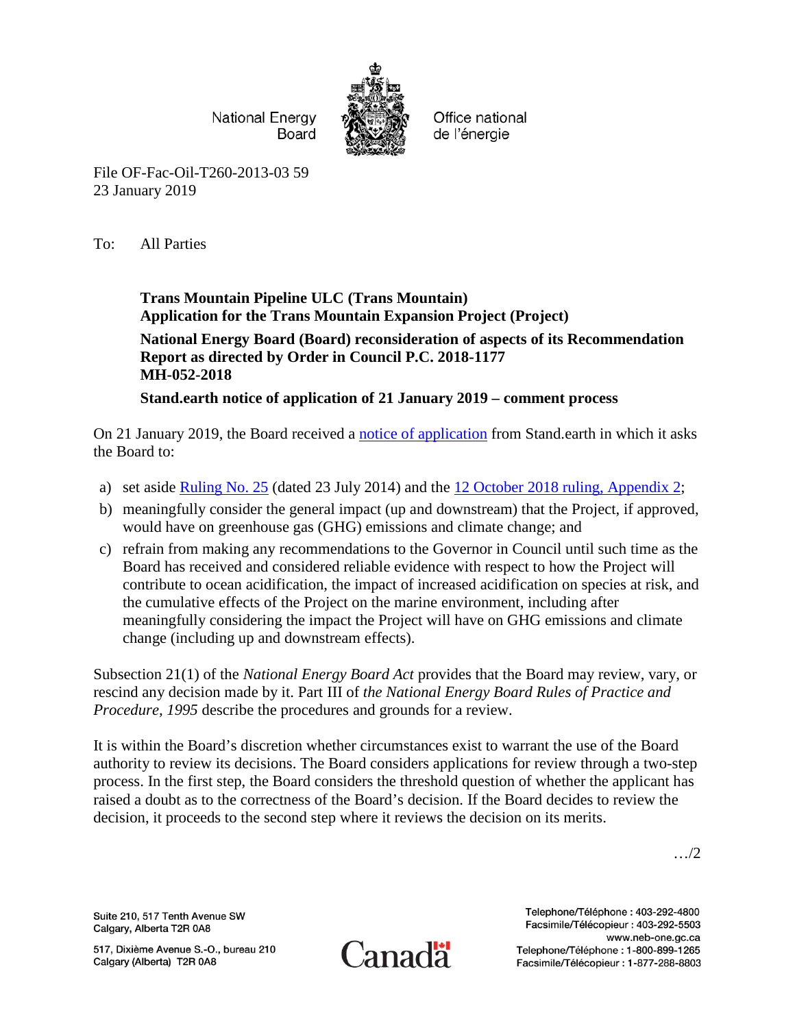National Energy Board

Office national de l'énergie

File OF-Fac-Oil-T260-2013-03 59
23 January 2019

To: All Parties

**Trans Mountain Pipeline ULC (Trans Mountain)**
**Application for the Trans Mountain Expansion Project (Project)**

**National Energy Board (Board) reconsideration of aspects of its Recommendation Report as directed by Order in Council P.C. 2018-1177**
**MH-052-2018**

**Stand.earth notice of application of 21 January 2019 – comment process**

On 21 January 2019, the Board received a notice of application from Stand.earth in which it asks the Board to:

a) set aside Ruling No. 25 (dated 23 July 2014) and the 12 October 2018 ruling, Appendix 2;
b) meaningfully consider the general impact (up and downstream) that the Project, if approved, would have on greenhouse gas (GHG) emissions and climate change; and
c) refrain from making any recommendations to the Governor in Council until such time as the Board has received and considered reliable evidence with respect to how the Project will contribute to ocean acidification, the impact of increased acidification on species at risk, and the cumulative effects of the Project on the marine environment, including after meaningfully considering the impact the Project will have on GHG emissions and climate change (including up and downstream effects).

Subsection 21(1) of the *National Energy Board Act* provides that the Board may review, vary, or rescind any decision made by it. Part III of *the National Energy Board Rules of Practice and Procedure, 1995* describe the procedures and grounds for a review.

It is within the Board's discretion whether circumstances exist to warrant the use of the Board authority to review its decisions. The Board considers applications for review through a two-step process. In the first step, the Board considers the threshold question of whether the applicant has raised a doubt as to the correctness of the Board's decision. If the Board decides to review the decision, it proceeds to the second step where it reviews the decision on its merits.

…/2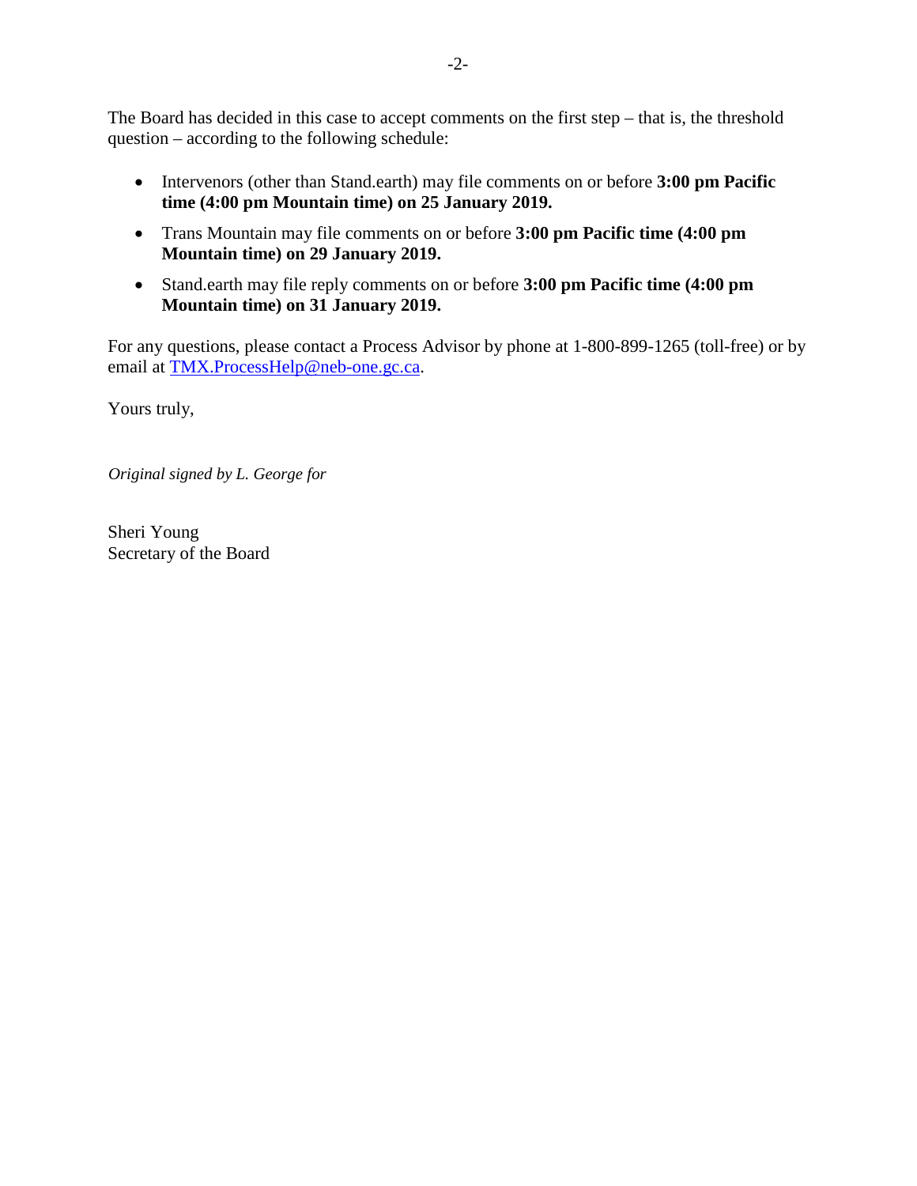The Board has decided in this case to accept comments on the first step – that is, the threshold question – according to the following schedule:

- Intervenors (other than Stand.earth) may file comments on or before **3:00 pm Pacific time (4:00 pm Mountain time) on 25 January 2019.**
- Trans Mountain may file comments on or before **3:00 pm Pacific time (4:00 pm Mountain time) on 29 January 2019.**
- Stand.earth may file reply comments on or before **3:00 pm Pacific time (4:00 pm Mountain time) on 31 January 2019.**

For any questions, please contact a Process Advisor by phone at 1-800-899-1265 (toll-free) or by email at [TMX.ProcessHelp@neb-one.gc.ca](mailto:TMX.ProcessHelp@neb-one.gc.ca).

Yours truly,

*Original signed by L. George for*

Sheri Young
Secretary of the Board